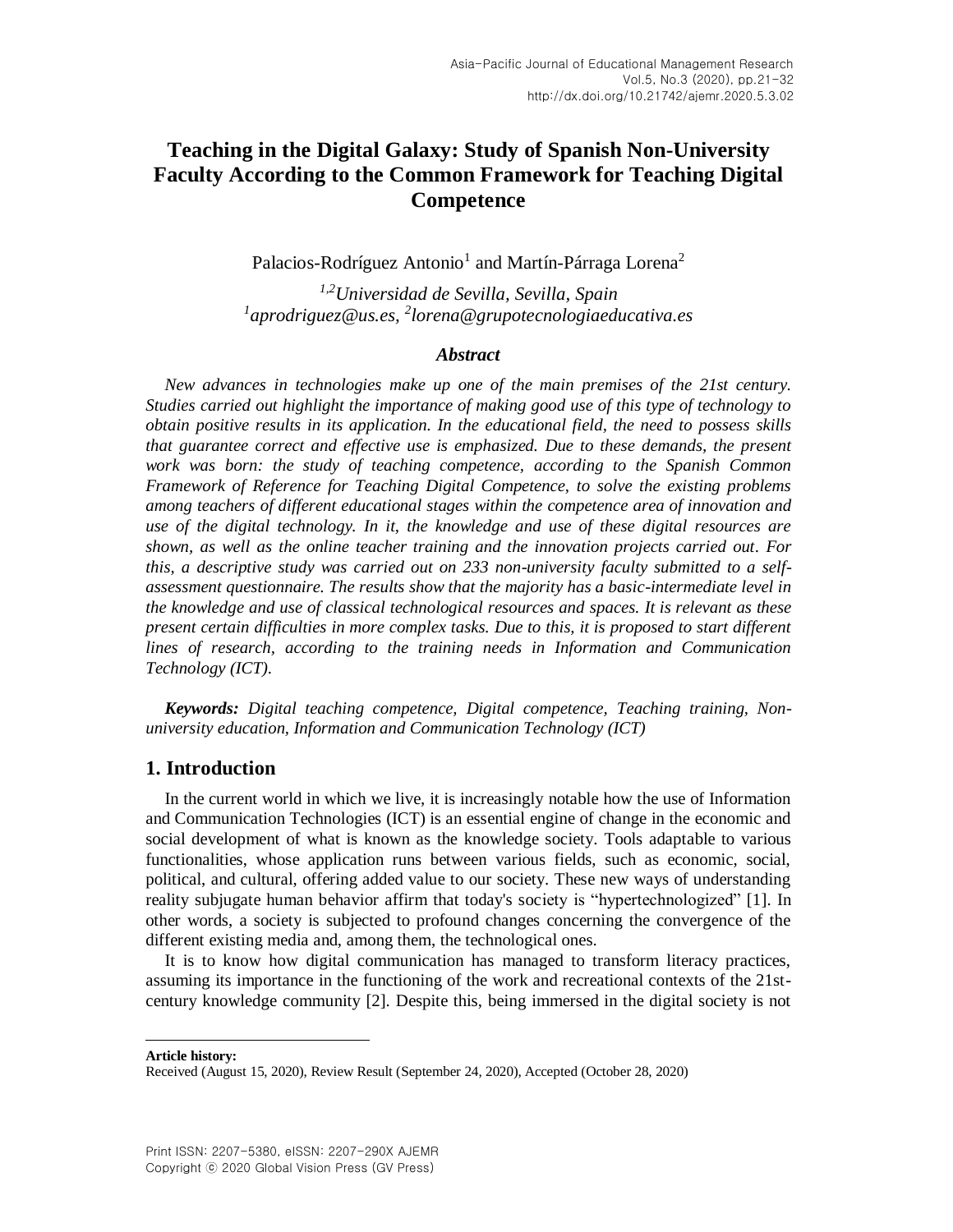# Teaching in the Digital Galaxy: Study of Spanish Non-University Faculty According to the Common Framework for Teaching Digital Competence

Palacios-Rodríguez Antonio[1] and Martín-Párraga Lorena[2]

*[1,2]Universidad de Sevilla, Sevilla, Spain*
*[1]aprodriguez@us.es, [2]lorena@grupotecnologiaeducativa.es*

### *Abstract*

*New advances in technologies make up one of the main premises of the 21st century. Studies carried out highlight the importance of making good use of this type of technology to obtain positive results in its application. In the educational field, the need to possess skills that guarantee correct and effective use is emphasized. Due to these demands, the present work was born: the study of teaching competence, according to the Spanish Common Framework of Reference for Teaching Digital Competence, to solve the existing problems among teachers of different educational stages within the competence area of innovation and use of the digital technology. In it, the knowledge and use of these digital resources are shown, as well as the online teacher training and the innovation projects carried out. For this, a descriptive study was carried out on 233 non-university faculty submitted to a self-assessment questionnaire. The results show that the majority has a basic-intermediate level in the knowledge and use of classical technological resources and spaces. It is relevant as these present certain difficulties in more complex tasks. Due to this, it is proposed to start different lines of research, according to the training needs in Information and Communication Technology (ICT).*

***Keywords:*** *Digital teaching competence, Digital competence, Teaching training, Non-university education, Information and Communication Technology (ICT)*

## 1. Introduction

In the current world in which we live, it is increasingly notable how the use of Information and Communication Technologies (ICT) is an essential engine of change in the economic and social development of what is known as the knowledge society. Tools adaptable to various functionalities, whose application runs between various fields, such as economic, social, political, and cultural, offering added value to our society. These new ways of understanding reality subjugate human behavior affirm that today's society is "hypertechnologized" [1]. In other words, a society is subjected to profound changes concerning the convergence of the different existing media and, among them, the technological ones.

It is to know how digital communication has managed to transform literacy practices, assuming its importance in the functioning of the work and recreational contexts of the 21st-century knowledge community [2]. Despite this, being immersed in the digital society is not

---

**Article history:**
Received (August 15, 2020), Review Result (September 24, 2020), Accepted (October 28, 2020)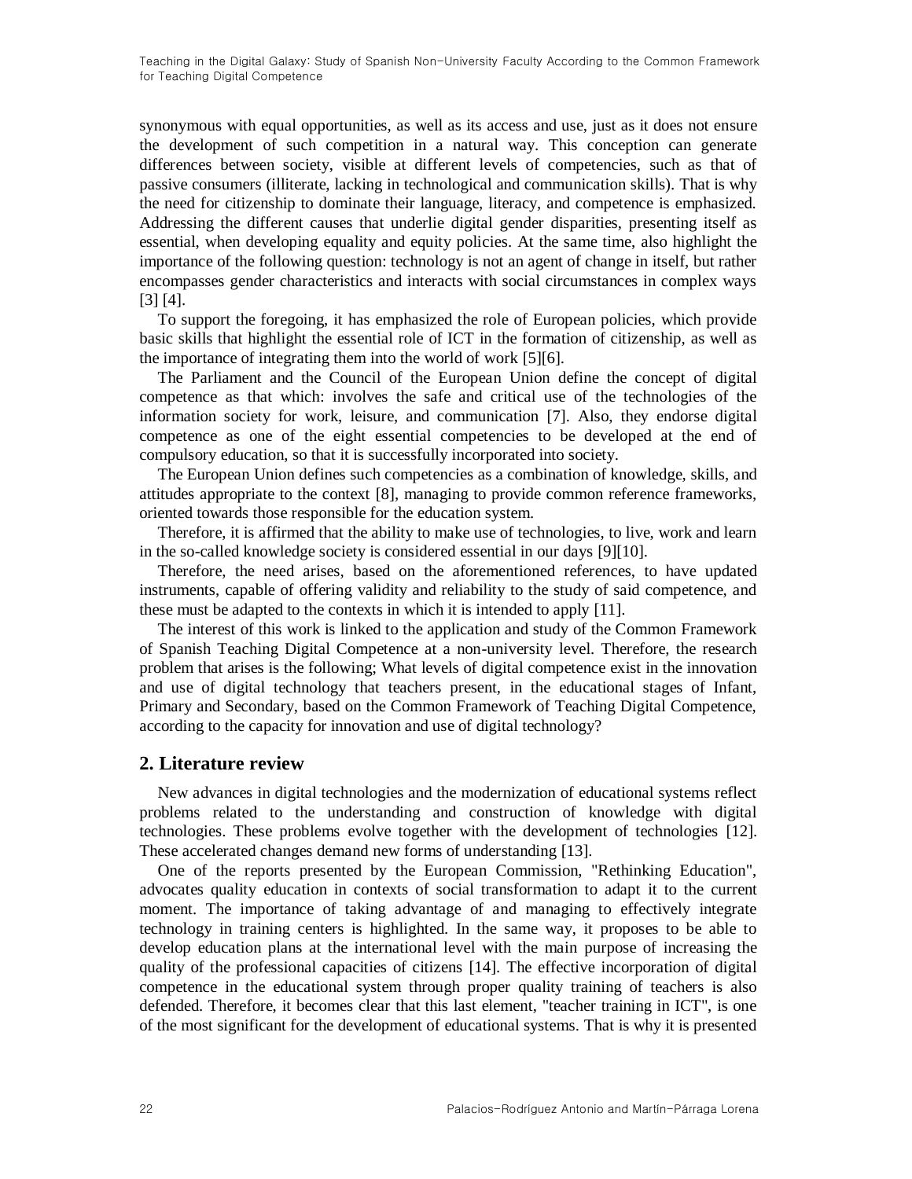synonymous with equal opportunities, as well as its access and use, just as it does not ensure the development of such competition in a natural way. This conception can generate differences between society, visible at different levels of competencies, such as that of passive consumers (illiterate, lacking in technological and communication skills). That is why the need for citizenship to dominate their language, literacy, and competence is emphasized. Addressing the different causes that underlie digital gender disparities, presenting itself as essential, when developing equality and equity policies. At the same time, also highlight the importance of the following question: technology is not an agent of change in itself, but rather encompasses gender characteristics and interacts with social circumstances in complex ways [3] [4].

To support the foregoing, it has emphasized the role of European policies, which provide basic skills that highlight the essential role of ICT in the formation of citizenship, as well as the importance of integrating them into the world of work [5][6].

The Parliament and the Council of the European Union define the concept of digital competence as that which: involves the safe and critical use of the technologies of the information society for work, leisure, and communication [7]. Also, they endorse digital competence as one of the eight essential competencies to be developed at the end of compulsory education, so that it is successfully incorporated into society.

The European Union defines such competencies as a combination of knowledge, skills, and attitudes appropriate to the context [8], managing to provide common reference frameworks, oriented towards those responsible for the education system.

Therefore, it is affirmed that the ability to make use of technologies, to live, work and learn in the so-called knowledge society is considered essential in our days [9][10].

Therefore, the need arises, based on the aforementioned references, to have updated instruments, capable of offering validity and reliability to the study of said competence, and these must be adapted to the contexts in which it is intended to apply [11].

The interest of this work is linked to the application and study of the Common Framework of Spanish Teaching Digital Competence at a non-university level. Therefore, the research problem that arises is the following; What levels of digital competence exist in the innovation and use of digital technology that teachers present, in the educational stages of Infant, Primary and Secondary, based on the Common Framework of Teaching Digital Competence, according to the capacity for innovation and use of digital technology?

## 2. Literature review

New advances in digital technologies and the modernization of educational systems reflect problems related to the understanding and construction of knowledge with digital technologies. These problems evolve together with the development of technologies [12]. These accelerated changes demand new forms of understanding [13].

One of the reports presented by the European Commission, "Rethinking Education", advocates quality education in contexts of social transformation to adapt it to the current moment. The importance of taking advantage of and managing to effectively integrate technology in training centers is highlighted. In the same way, it proposes to be able to develop education plans at the international level with the main purpose of increasing the quality of the professional capacities of citizens [14]. The effective incorporation of digital competence in the educational system through proper quality training of teachers is also defended. Therefore, it becomes clear that this last element, "teacher training in ICT", is one of the most significant for the development of educational systems. That is why it is presented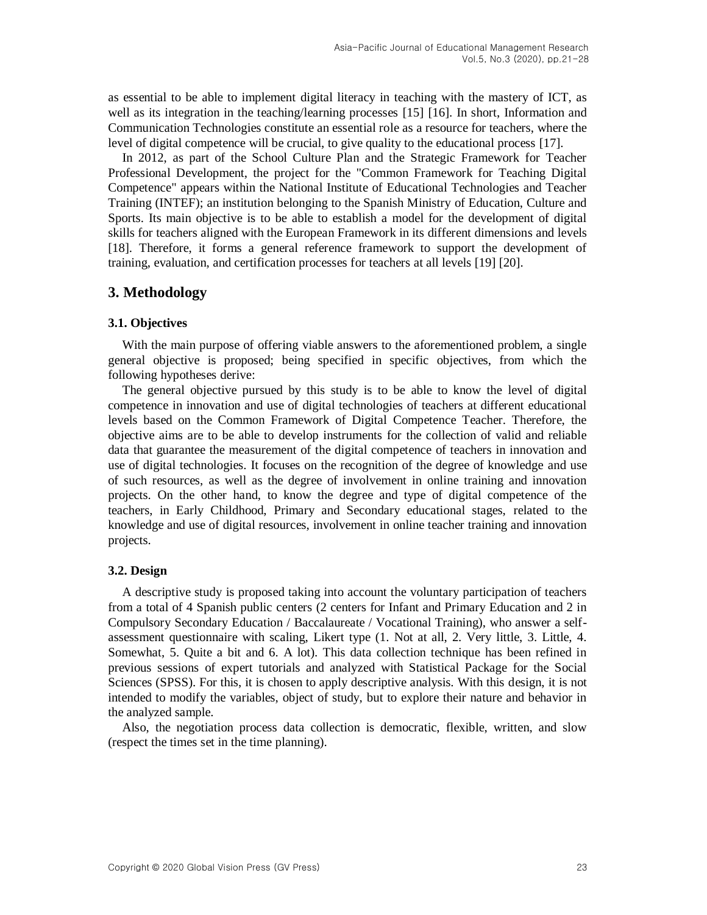as essential to be able to implement digital literacy in teaching with the mastery of ICT, as well as its integration in the teaching/learning processes [15] [16]. In short, Information and Communication Technologies constitute an essential role as a resource for teachers, where the level of digital competence will be crucial, to give quality to the educational process [17].

In 2012, as part of the School Culture Plan and the Strategic Framework for Teacher Professional Development, the project for the "Common Framework for Teaching Digital Competence" appears within the National Institute of Educational Technologies and Teacher Training (INTEF); an institution belonging to the Spanish Ministry of Education, Culture and Sports. Its main objective is to be able to establish a model for the development of digital skills for teachers aligned with the European Framework in its different dimensions and levels [18]. Therefore, it forms a general reference framework to support the development of training, evaluation, and certification processes for teachers at all levels [19] [20].

## 3. Methodology

### 3.1. Objectives

With the main purpose of offering viable answers to the aforementioned problem, a single general objective is proposed; being specified in specific objectives, from which the following hypotheses derive:

The general objective pursued by this study is to be able to know the level of digital competence in innovation and use of digital technologies of teachers at different educational levels based on the Common Framework of Digital Competence Teacher. Therefore, the objective aims are to be able to develop instruments for the collection of valid and reliable data that guarantee the measurement of the digital competence of teachers in innovation and use of digital technologies. It focuses on the recognition of the degree of knowledge and use of such resources, as well as the degree of involvement in online training and innovation projects. On the other hand, to know the degree and type of digital competence of the teachers, in Early Childhood, Primary and Secondary educational stages, related to the knowledge and use of digital resources, involvement in online teacher training and innovation projects.

### 3.2. Design

A descriptive study is proposed taking into account the voluntary participation of teachers from a total of 4 Spanish public centers (2 centers for Infant and Primary Education and 2 in Compulsory Secondary Education / Baccalaureate / Vocational Training), who answer a self-assessment questionnaire with scaling, Likert type (1. Not at all, 2. Very little, 3. Little, 4. Somewhat, 5. Quite a bit and 6. A lot). This data collection technique has been refined in previous sessions of expert tutorials and analyzed with Statistical Package for the Social Sciences (SPSS). For this, it is chosen to apply descriptive analysis. With this design, it is not intended to modify the variables, object of study, but to explore their nature and behavior in the analyzed sample.

Also, the negotiation process data collection is democratic, flexible, written, and slow (respect the times set in the time planning).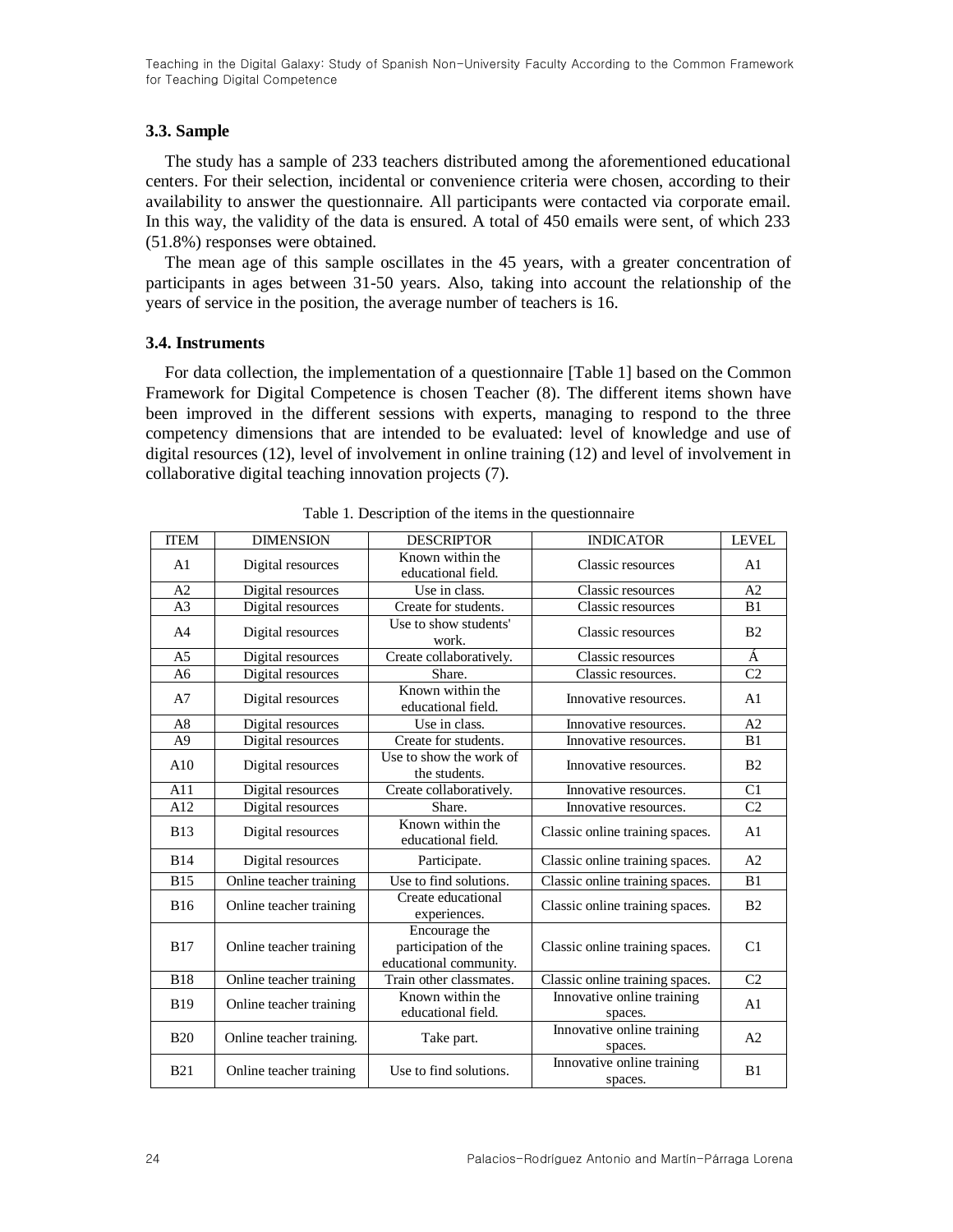### 3.3. Sample

The study has a sample of 233 teachers distributed among the aforementioned educational centers. For their selection, incidental or convenience criteria were chosen, according to their availability to answer the questionnaire. All participants were contacted via corporate email. In this way, the validity of the data is ensured. A total of 450 emails were sent, of which 233 (51.8%) responses were obtained.

The mean age of this sample oscillates in the 45 years, with a greater concentration of participants in ages between 31-50 years. Also, taking into account the relationship of the years of service in the position, the average number of teachers is 16.

### 3.4. Instruments

For data collection, the implementation of a questionnaire [Table 1] based on the Common Framework for Digital Competence is chosen Teacher (8). The different items shown have been improved in the different sessions with experts, managing to respond to the three competency dimensions that are intended to be evaluated: level of knowledge and use of digital resources (12), level of involvement in online training (12) and level of involvement in collaborative digital teaching innovation projects (7).

Table 1. Description of the items in the questionnaire

| ITEM | DIMENSION | DESCRIPTOR | INDICATOR | LEVEL |
|---|---|---|---|---|
| A1 | Digital resources | Known within the educational field. | Classic resources | A1 |
| A2 | Digital resources | Use in class. | Classic resources | A2 |
| A3 | Digital resources | Create for students. | Classic resources | B1 |
| A4 | Digital resources | Use to show students' work. | Classic resources | B2 |
| A5 | Digital resources | Create collaboratively. | Classic resources | Á |
| A6 | Digital resources | Share. | Classic resources. | C2 |
| A7 | Digital resources | Known within the educational field. | Innovative resources. | A1 |
| A8 | Digital resources | Use in class. | Innovative resources. | A2 |
| A9 | Digital resources | Create for students. | Innovative resources. | B1 |
| A10 | Digital resources | Use to show the work of the students. | Innovative resources. | B2 |
| A11 | Digital resources | Create collaboratively. | Innovative resources. | C1 |
| A12 | Digital resources | Share. | Innovative resources. | C2 |
| B13 | Digital resources | Known within the educational field. | Classic online training spaces. | A1 |
| B14 | Digital resources | Participate. | Classic online training spaces. | A2 |
| B15 | Online teacher training | Use to find solutions. | Classic online training spaces. | B1 |
| B16 | Online teacher training | Create educational experiences. | Classic online training spaces. | B2 |
| B17 | Online teacher training | Encourage the participation of the educational community. | Classic online training spaces. | C1 |
| B18 | Online teacher training | Train other classmates. | Classic online training spaces. | C2 |
| B19 | Online teacher training | Known within the educational field. | Innovative online training spaces. | A1 |
| B20 | Online teacher training. | Take part. | Innovative online training spaces. | A2 |
| B21 | Online teacher training | Use to find solutions. | Innovative online training spaces. | B1 |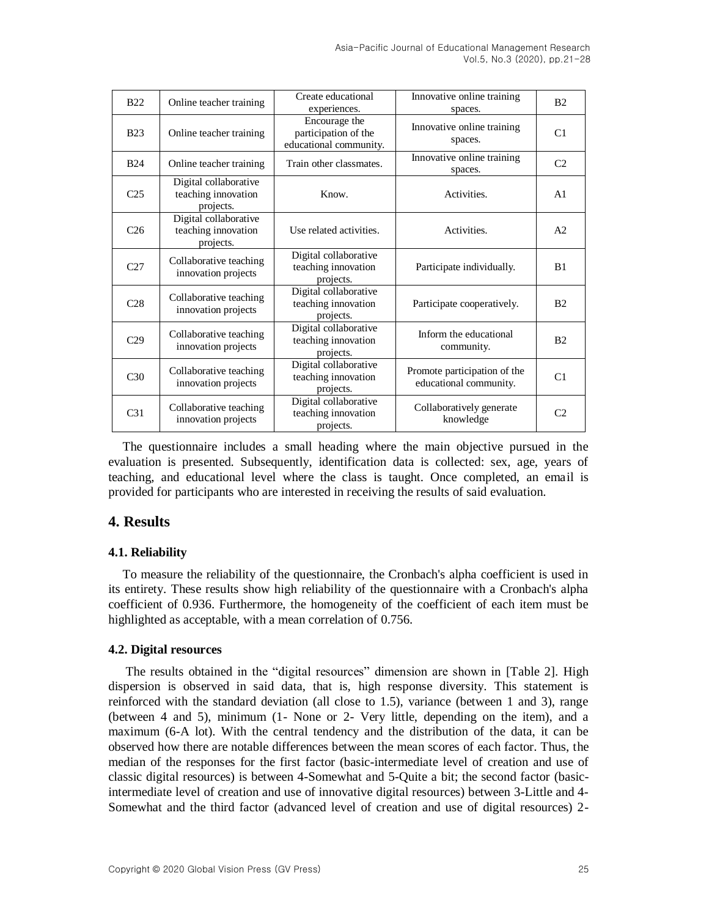| B22 | Online teacher training | Create educational experiences. | Innovative online training spaces. | B2 |
|---|---|---|---|---|
| B23 | Online teacher training | Encourage the participation of the educational community. | Innovative online training spaces. | C1 |
| B24 | Online teacher training | Train other classmates. | Innovative online training spaces. | C2 |
| C25 | Digital collaborative teaching innovation projects. | Know. | Activities. | A1 |
| C26 | Digital collaborative teaching innovation projects. | Use related activities. | Activities. | A2 |
| C27 | Collaborative teaching innovation projects | Digital collaborative teaching innovation projects. | Participate individually. | B1 |
| C28 | Collaborative teaching innovation projects | Digital collaborative teaching innovation projects. | Participate cooperatively. | B2 |
| C29 | Collaborative teaching innovation projects | Digital collaborative teaching innovation projects. | Inform the educational community. | B2 |
| C30 | Collaborative teaching innovation projects | Digital collaborative teaching innovation projects. | Promote participation of the educational community. | C1 |
| C31 | Collaborative teaching innovation projects | Digital collaborative teaching innovation projects. | Collaboratively generate knowledge | C2 |

The questionnaire includes a small heading where the main objective pursued in the evaluation is presented. Subsequently, identification data is collected: sex, age, years of teaching, and educational level where the class is taught. Once completed, an email is provided for participants who are interested in receiving the results of said evaluation.

## 4. Results

### 4.1. Reliability

To measure the reliability of the questionnaire, the Cronbach's alpha coefficient is used in its entirety. These results show high reliability of the questionnaire with a Cronbach's alpha coefficient of 0.936. Furthermore, the homogeneity of the coefficient of each item must be highlighted as acceptable, with a mean correlation of 0.756.

### 4.2. Digital resources

The results obtained in the "digital resources" dimension are shown in [Table 2]. High dispersion is observed in said data, that is, high response diversity. This statement is reinforced with the standard deviation (all close to 1.5), variance (between 1 and 3), range (between 4 and 5), minimum (1- None or 2- Very little, depending on the item), and a maximum (6-A lot). With the central tendency and the distribution of the data, it can be observed how there are notable differences between the mean scores of each factor. Thus, the median of the responses for the first factor (basic-intermediate level of creation and use of classic digital resources) is between 4-Somewhat and 5-Quite a bit; the second factor (basic-intermediate level of creation and use of innovative digital resources) between 3-Little and 4-Somewhat and the third factor (advanced level of creation and use of digital resources) 2-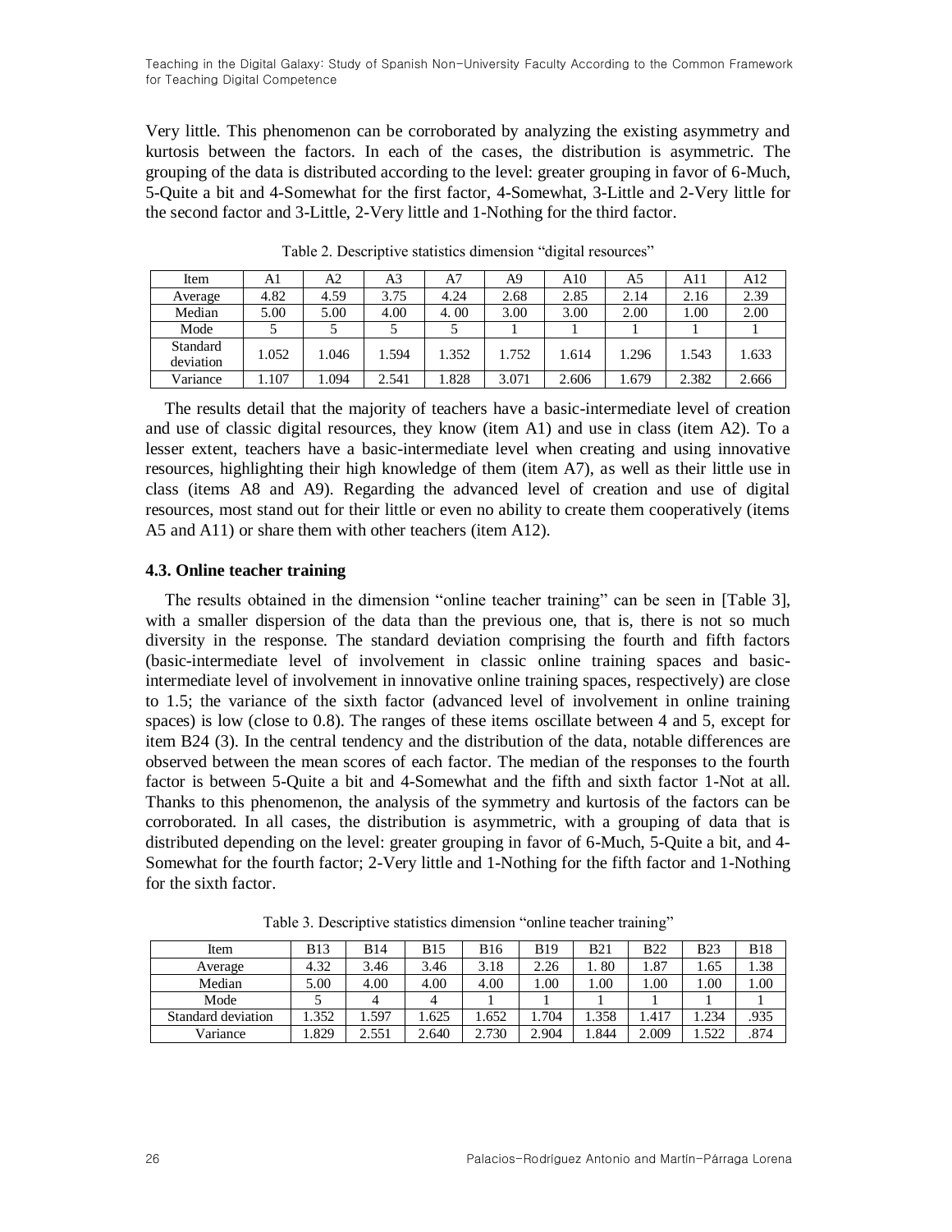Very little. This phenomenon can be corroborated by analyzing the existing asymmetry and kurtosis between the factors. In each of the cases, the distribution is asymmetric. The grouping of the data is distributed according to the level: greater grouping in favor of 6-Much, 5-Quite a bit and 4-Somewhat for the first factor, 4-Somewhat, 3-Little and 2-Very little for the second factor and 3-Little, 2-Very little and 1-Nothing for the third factor.

Table 2. Descriptive statistics dimension "digital resources"

| Item | A1 | A2 | A3 | A7 | A9 | A10 | A5 | A11 | A12 |
|---|---|---|---|---|---|---|---|---|---|
| Average | 4.82 | 4.59 | 3.75 | 4.24 | 2.68 | 2.85 | 2.14 | 2.16 | 2.39 |
| Median | 5.00 | 5.00 | 4.00 | 4. 00 | 3.00 | 3.00 | 2.00 | 1.00 | 2.00 |
| Mode | 5 | 5 | 5 | 5 | 1 | 1 | 1 | 1 | 1 |
| Standard deviation | 1.052 | 1.046 | 1.594 | 1.352 | 1.752 | 1.614 | 1.296 | 1.543 | 1.633 |
| Variance | 1.107 | 1.094 | 2.541 | 1.828 | 3.071 | 2.606 | 1.679 | 2.382 | 2.666 |

The results detail that the majority of teachers have a basic-intermediate level of creation and use of classic digital resources, they know (item A1) and use in class (item A2). To a lesser extent, teachers have a basic-intermediate level when creating and using innovative resources, highlighting their high knowledge of them (item A7), as well as their little use in class (items A8 and A9). Regarding the advanced level of creation and use of digital resources, most stand out for their little or even no ability to create them cooperatively (items A5 and A11) or share them with other teachers (item A12).

### 4.3. Online teacher training

The results obtained in the dimension "online teacher training" can be seen in [Table 3], with a smaller dispersion of the data than the previous one, that is, there is not so much diversity in the response. The standard deviation comprising the fourth and fifth factors (basic-intermediate level of involvement in classic online training spaces and basic-intermediate level of involvement in innovative online training spaces, respectively) are close to 1.5; the variance of the sixth factor (advanced level of involvement in online training spaces) is low (close to 0.8). The ranges of these items oscillate between 4 and 5, except for item B24 (3). In the central tendency and the distribution of the data, notable differences are observed between the mean scores of each factor. The median of the responses to the fourth factor is between 5-Quite a bit and 4-Somewhat and the fifth and sixth factor 1-Not at all. Thanks to this phenomenon, the analysis of the symmetry and kurtosis of the factors can be corroborated. In all cases, the distribution is asymmetric, with a grouping of data that is distributed depending on the level: greater grouping in favor of 6-Much, 5-Quite a bit, and 4-Somewhat for the fourth factor; 2-Very little and 1-Nothing for the fifth factor and 1-Nothing for the sixth factor.

Table 3. Descriptive statistics dimension "online teacher training"

| Item | B13 | B14 | B15 | B16 | B19 | B21 | B22 | B23 | B18 |
|---|---|---|---|---|---|---|---|---|---|
| Average | 4.32 | 3.46 | 3.46 | 3.18 | 2.26 | 1. 80 | 1.87 | 1.65 | 1.38 |
| Median | 5.00 | 4.00 | 4.00 | 4.00 | 1.00 | 1.00 | 1.00 | 1.00 | 1.00 |
| Mode | 5 | 4 | 4 | 1 | 1 | 1 | 1 | 1 | 1 |
| Standard deviation | 1.352 | 1.597 | 1.625 | 1.652 | 1.704 | 1.358 | 1.417 | 1.234 | .935 |
| Variance | 1.829 | 2.551 | 2.640 | 2.730 | 2.904 | 1.844 | 2.009 | 1.522 | .874 |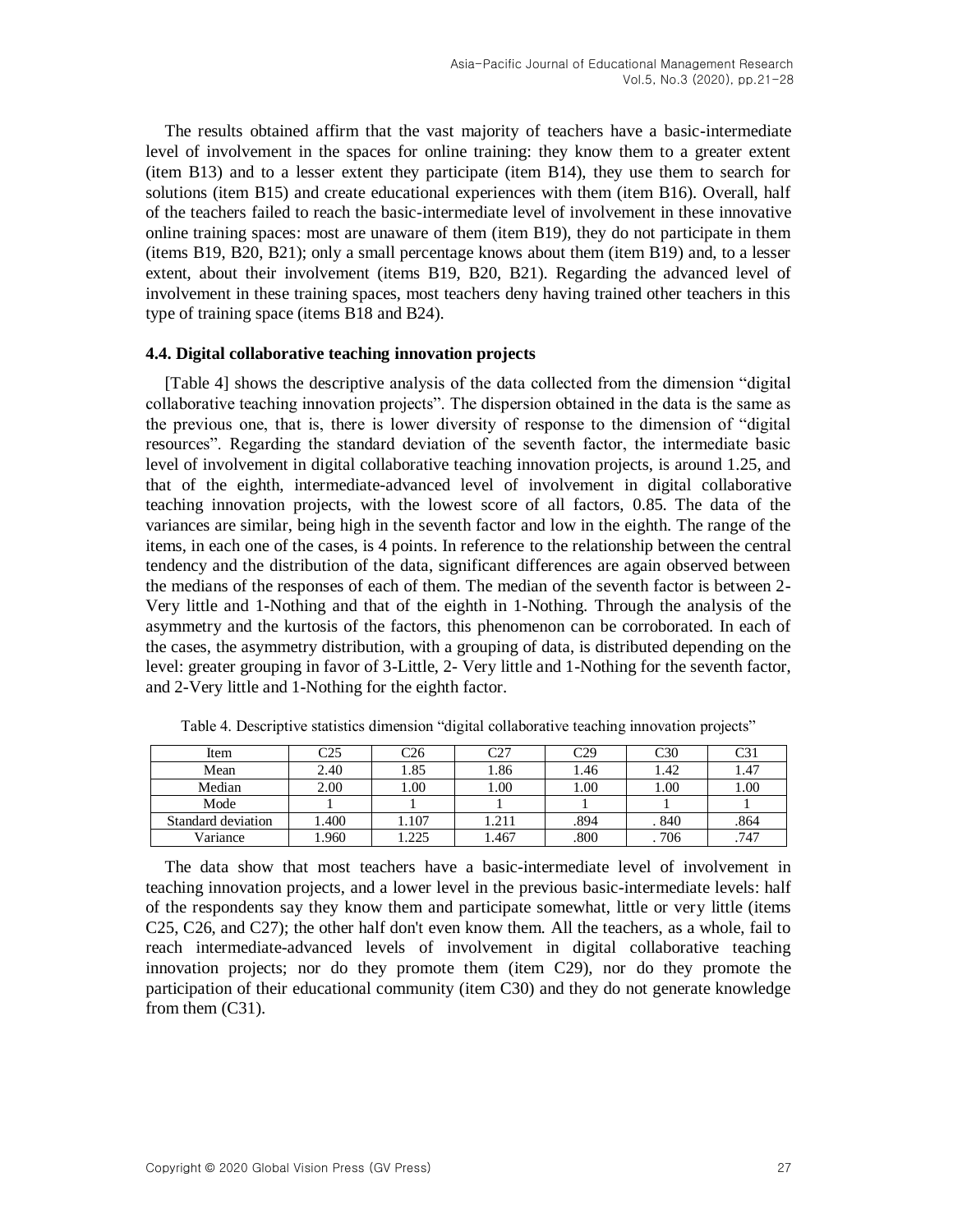The results obtained affirm that the vast majority of teachers have a basic-intermediate level of involvement in the spaces for online training: they know them to a greater extent (item B13) and to a lesser extent they participate (item B14), they use them to search for solutions (item B15) and create educational experiences with them (item B16). Overall, half of the teachers failed to reach the basic-intermediate level of involvement in these innovative online training spaces: most are unaware of them (item B19), they do not participate in them (items B19, B20, B21); only a small percentage knows about them (item B19) and, to a lesser extent, about their involvement (items B19, B20, B21). Regarding the advanced level of involvement in these training spaces, most teachers deny having trained other teachers in this type of training space (items B18 and B24).

### 4.4. Digital collaborative teaching innovation projects

[Table 4] shows the descriptive analysis of the data collected from the dimension "digital collaborative teaching innovation projects". The dispersion obtained in the data is the same as the previous one, that is, there is lower diversity of response to the dimension of "digital resources". Regarding the standard deviation of the seventh factor, the intermediate basic level of involvement in digital collaborative teaching innovation projects, is around 1.25, and that of the eighth, intermediate-advanced level of involvement in digital collaborative teaching innovation projects, with the lowest score of all factors, 0.85. The data of the variances are similar, being high in the seventh factor and low in the eighth. The range of the items, in each one of the cases, is 4 points. In reference to the relationship between the central tendency and the distribution of the data, significant differences are again observed between the medians of the responses of each of them. The median of the seventh factor is between 2-Very little and 1-Nothing and that of the eighth in 1-Nothing. Through the analysis of the asymmetry and the kurtosis of the factors, this phenomenon can be corroborated. In each of the cases, the asymmetry distribution, with a grouping of data, is distributed depending on the level: greater grouping in favor of 3-Little, 2- Very little and 1-Nothing for the seventh factor, and 2-Very little and 1-Nothing for the eighth factor.

Table 4. Descriptive statistics dimension "digital collaborative teaching innovation projects"

| Item | C25 | C26 | C27 | C29 | C30 | C31 |
|---|---|---|---|---|---|---|
| Mean | 2.40 | 1.85 | 1.86 | 1.46 | 1.42 | 1.47 |
| Median | 2.00 | 1.00 | 1.00 | 1.00 | 1.00 | 1.00 |
| Mode | 1 | 1 | 1 | 1 | 1 | 1 |
| Standard deviation | 1.400 | 1.107 | 1.211 | .894 | . 840 | .864 |
| Variance | 1.960 | 1.225 | 1.467 | .800 | . 706 | .747 |

The data show that most teachers have a basic-intermediate level of involvement in teaching innovation projects, and a lower level in the previous basic-intermediate levels: half of the respondents say they know them and participate somewhat, little or very little (items C25, C26, and C27); the other half don't even know them. All the teachers, as a whole, fail to reach intermediate-advanced levels of involvement in digital collaborative teaching innovation projects; nor do they promote them (item C29), nor do they promote the participation of their educational community (item C30) and they do not generate knowledge from them (C31).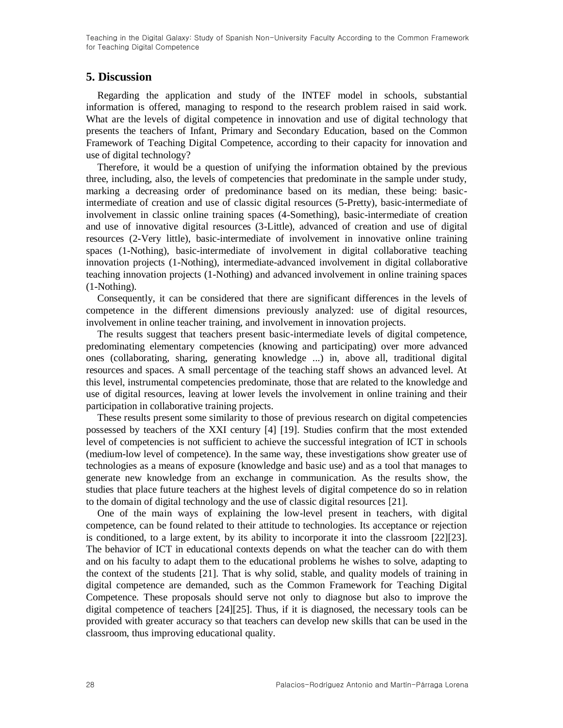## 5. Discussion

Regarding the application and study of the INTEF model in schools, substantial information is offered, managing to respond to the research problem raised in said work. What are the levels of digital competence in innovation and use of digital technology that presents the teachers of Infant, Primary and Secondary Education, based on the Common Framework of Teaching Digital Competence, according to their capacity for innovation and use of digital technology?

Therefore, it would be a question of unifying the information obtained by the previous three, including, also, the levels of competencies that predominate in the sample under study, marking a decreasing order of predominance based on its median, these being: basic-intermediate of creation and use of classic digital resources (5-Pretty), basic-intermediate of involvement in classic online training spaces (4-Something), basic-intermediate of creation and use of innovative digital resources (3-Little), advanced of creation and use of digital resources (2-Very little), basic-intermediate of involvement in innovative online training spaces (1-Nothing), basic-intermediate of involvement in digital collaborative teaching innovation projects (1-Nothing), intermediate-advanced involvement in digital collaborative teaching innovation projects (1-Nothing) and advanced involvement in online training spaces (1-Nothing).

Consequently, it can be considered that there are significant differences in the levels of competence in the different dimensions previously analyzed: use of digital resources, involvement in online teacher training, and involvement in innovation projects.

The results suggest that teachers present basic-intermediate levels of digital competence, predominating elementary competencies (knowing and participating) over more advanced ones (collaborating, sharing, generating knowledge ...) in, above all, traditional digital resources and spaces. A small percentage of the teaching staff shows an advanced level. At this level, instrumental competencies predominate, those that are related to the knowledge and use of digital resources, leaving at lower levels the involvement in online training and their participation in collaborative training projects.

These results present some similarity to those of previous research on digital competencies possessed by teachers of the XXI century [4] [19]. Studies confirm that the most extended level of competencies is not sufficient to achieve the successful integration of ICT in schools (medium-low level of competence). In the same way, these investigations show greater use of technologies as a means of exposure (knowledge and basic use) and as a tool that manages to generate new knowledge from an exchange in communication. As the results show, the studies that place future teachers at the highest levels of digital competence do so in relation to the domain of digital technology and the use of classic digital resources [21].

One of the main ways of explaining the low-level present in teachers, with digital competence, can be found related to their attitude to technologies. Its acceptance or rejection is conditioned, to a large extent, by its ability to incorporate it into the classroom [22][23]. The behavior of ICT in educational contexts depends on what the teacher can do with them and on his faculty to adapt them to the educational problems he wishes to solve, adapting to the context of the students [21]. That is why solid, stable, and quality models of training in digital competence are demanded, such as the Common Framework for Teaching Digital Competence. These proposals should serve not only to diagnose but also to improve the digital competence of teachers [24][25]. Thus, if it is diagnosed, the necessary tools can be provided with greater accuracy so that teachers can develop new skills that can be used in the classroom, thus improving educational quality.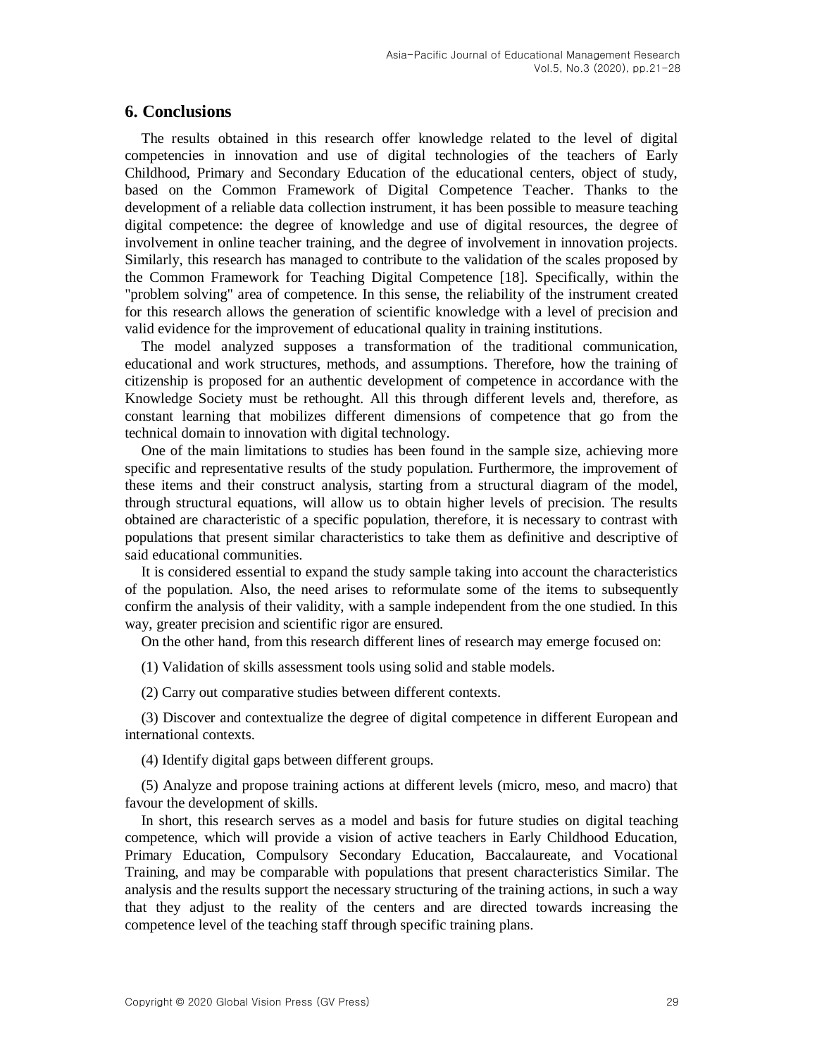## 6. Conclusions

The results obtained in this research offer knowledge related to the level of digital competencies in innovation and use of digital technologies of the teachers of Early Childhood, Primary and Secondary Education of the educational centers, object of study, based on the Common Framework of Digital Competence Teacher. Thanks to the development of a reliable data collection instrument, it has been possible to measure teaching digital competence: the degree of knowledge and use of digital resources, the degree of involvement in online teacher training, and the degree of involvement in innovation projects. Similarly, this research has managed to contribute to the validation of the scales proposed by the Common Framework for Teaching Digital Competence [18]. Specifically, within the "problem solving" area of competence. In this sense, the reliability of the instrument created for this research allows the generation of scientific knowledge with a level of precision and valid evidence for the improvement of educational quality in training institutions.

The model analyzed supposes a transformation of the traditional communication, educational and work structures, methods, and assumptions. Therefore, how the training of citizenship is proposed for an authentic development of competence in accordance with the Knowledge Society must be rethought. All this through different levels and, therefore, as constant learning that mobilizes different dimensions of competence that go from the technical domain to innovation with digital technology.

One of the main limitations to studies has been found in the sample size, achieving more specific and representative results of the study population. Furthermore, the improvement of these items and their construct analysis, starting from a structural diagram of the model, through structural equations, will allow us to obtain higher levels of precision. The results obtained are characteristic of a specific population, therefore, it is necessary to contrast with populations that present similar characteristics to take them as definitive and descriptive of said educational communities.

It is considered essential to expand the study sample taking into account the characteristics of the population. Also, the need arises to reformulate some of the items to subsequently confirm the analysis of their validity, with a sample independent from the one studied. In this way, greater precision and scientific rigor are ensured.

On the other hand, from this research different lines of research may emerge focused on:

(1) Validation of skills assessment tools using solid and stable models.

(2) Carry out comparative studies between different contexts.

(3) Discover and contextualize the degree of digital competence in different European and international contexts.

(4) Identify digital gaps between different groups.

(5) Analyze and propose training actions at different levels (micro, meso, and macro) that favour the development of skills.

In short, this research serves as a model and basis for future studies on digital teaching competence, which will provide a vision of active teachers in Early Childhood Education, Primary Education, Compulsory Secondary Education, Baccalaureate, and Vocational Training, and may be comparable with populations that present characteristics Similar. The analysis and the results support the necessary structuring of the training actions, in such a way that they adjust to the reality of the centers and are directed towards increasing the competence level of the teaching staff through specific training plans.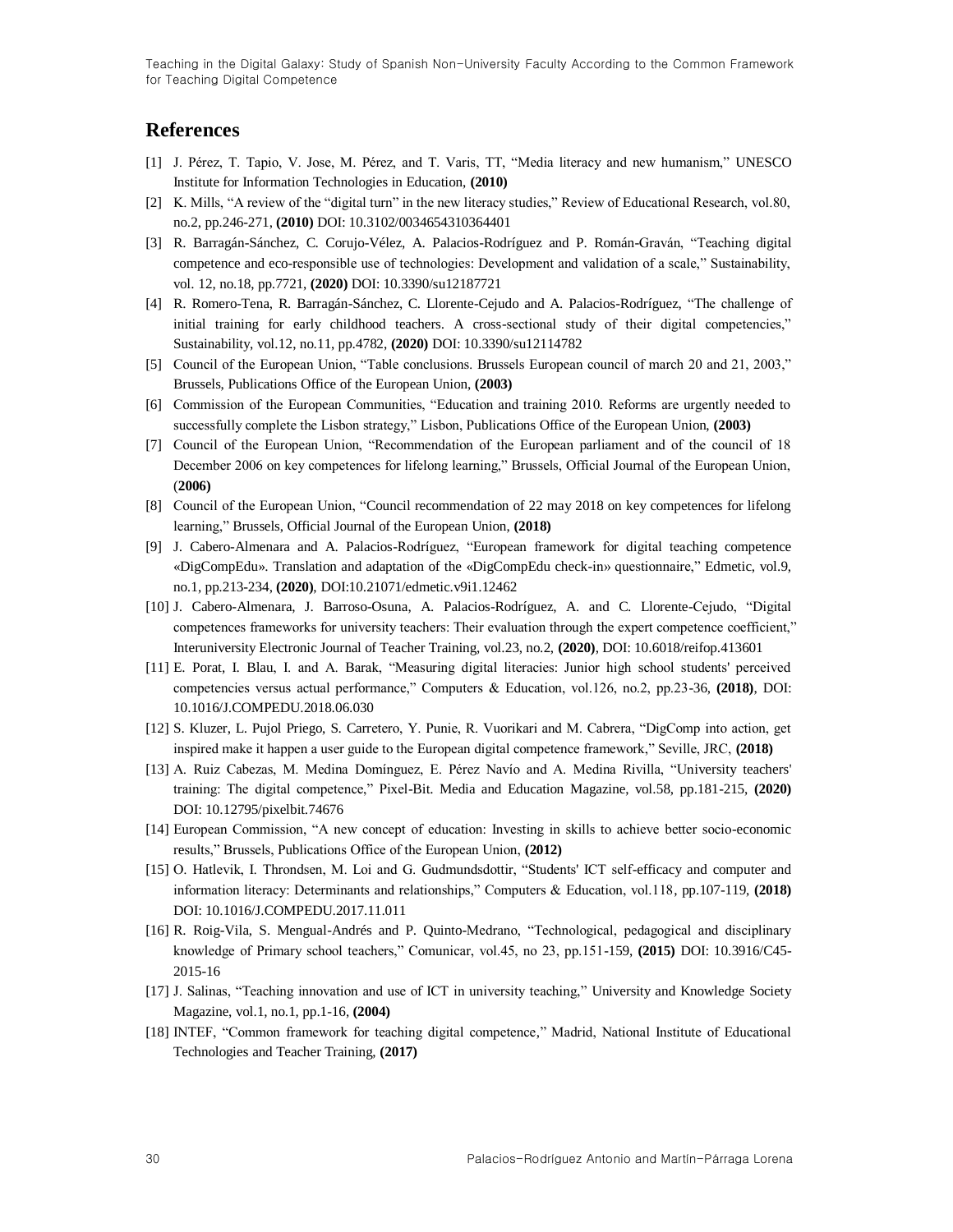## References

[1] J. Pérez, T. Tapio, V. Jose, M. Pérez, and T. Varis, TT, “Media literacy and new humanism,” UNESCO Institute for Information Technologies in Education, **(2010)**

[2] K. Mills, “A review of the “digital turn” in the new literacy studies,” Review of Educational Research, vol.80, no.2, pp.246-271, **(2010)** DOI: 10.3102/0034654310364401

[3] R. Barragán-Sánchez, C. Corujo-Vélez, A. Palacios-Rodríguez and P. Román-Graván, “Teaching digital competence and eco-responsible use of technologies: Development and validation of a scale,” Sustainability, vol. 12, no.18, pp.7721, **(2020)** DOI: 10.3390/su12187721

[4] R. Romero-Tena, R. Barragán-Sánchez, C. Llorente-Cejudo and A. Palacios-Rodríguez, “The challenge of initial training for early childhood teachers. A cross-sectional study of their digital competencies,” Sustainability, vol.12, no.11, pp.4782, **(2020)** DOI: 10.3390/su12114782

[5] Council of the European Union, “Table conclusions. Brussels European council of march 20 and 21, 2003,” Brussels, Publications Office of the European Union, **(2003)**

[6] Commission of the European Communities, “Education and training 2010. Reforms are urgently needed to successfully complete the Lisbon strategy,” Lisbon, Publications Office of the European Union, **(2003)**

[7] Council of the European Union, “Recommendation of the European parliament and of the council of 18 December 2006 on key competences for lifelong learning,” Brussels, Official Journal of the European Union, (**2006)**

[8] Council of the European Union, “Council recommendation of 22 may 2018 on key competences for lifelong learning,” Brussels, Official Journal of the European Union, **(2018)**

[9] J. Cabero-Almenara and A. Palacios-Rodríguez, “European framework for digital teaching competence «DigCompEdu». Translation and adaptation of the «DigCompEdu check-in» questionnaire,” Edmetic, vol.9, no.1, pp.213-234, **(2020)**, DOI:10.21071/edmetic.v9i1.12462

[10] J. Cabero-Almenara, J. Barroso-Osuna, A. Palacios-Rodríguez, A. and C. Llorente-Cejudo, “Digital competences frameworks for university teachers: Their evaluation through the expert competence coefficient,” Interuniversity Electronic Journal of Teacher Training, vol.23, no.2, **(2020)**, DOI: 10.6018/reifop.413601

[11] E. Porat, I. Blau, I. and A. Barak, “Measuring digital literacies: Junior high school students' perceived competencies versus actual performance,” Computers & Education, vol.126, no.2, pp.23-36, **(2018)**, DOI: 10.1016/J.COMPEDU.2018.06.030

[12] S. Kluzer, L. Pujol Priego, S. Carretero, Y. Punie, R. Vuorikari and M. Cabrera, “DigComp into action, get inspired make it happen a user guide to the European digital competence framework,” Seville, JRC, **(2018)**

[13] A. Ruiz Cabezas, M. Medina Domínguez, E. Pérez Navío and A. Medina Rivilla, “University teachers' training: The digital competence,” Pixel-Bit. Media and Education Magazine, vol.58, pp.181-215, **(2020)** DOI: 10.12795/pixelbit.74676

[14] European Commission, “A new concept of education: Investing in skills to achieve better socio-economic results,” Brussels, Publications Office of the European Union, **(2012)**

[15] O. Hatlevik, I. Throndsen, M. Loi and G. Gudmundsdottir, “Students' ICT self-efficacy and computer and information literacy: Determinants and relationships,” Computers & Education, vol.118, pp.107-119, **(2018)** DOI: 10.1016/J.COMPEDU.2017.11.011

[16] R. Roig-Vila, S. Mengual-Andrés and P. Quinto-Medrano, “Technological, pedagogical and disciplinary knowledge of Primary school teachers,” Comunicar, vol.45, no 23, pp.151-159, **(2015)** DOI: 10.3916/C45-2015-16

[17] J. Salinas, “Teaching innovation and use of ICT in university teaching,” University and Knowledge Society Magazine, vol.1, no.1, pp.1-16, **(2004)**

[18] INTEF, “Common framework for teaching digital competence,” Madrid, National Institute of Educational Technologies and Teacher Training, **(2017)**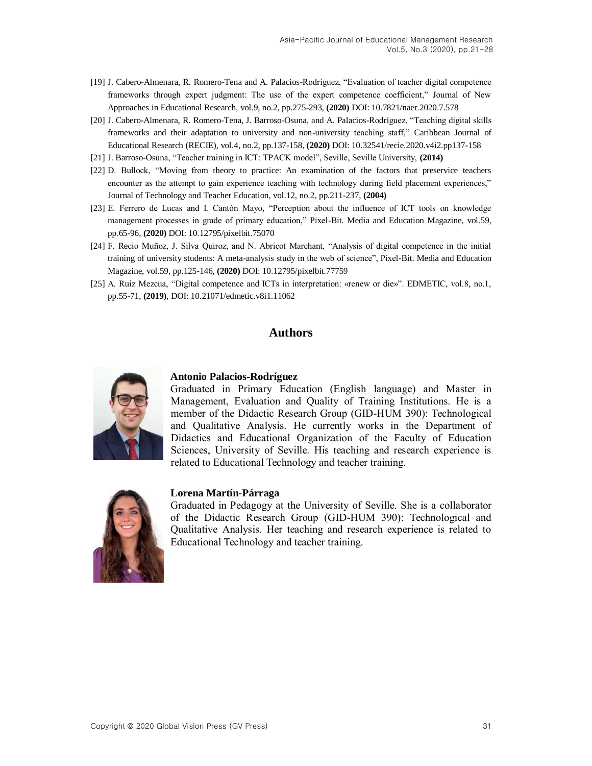[19] J. Cabero-Almenara, R. Romero-Tena and A. Palacios-Rodríguez, "Evaluation of teacher digital competence frameworks through expert judgment: The use of the expert competence coefficient," Journal of New Approaches in Educational Research, vol.9, no.2, pp.275-293, **(2020)** DOI: 10.7821/naer.2020.7.578

[20] J. Cabero-Almenara, R. Romero-Tena, J. Barroso-Osuna, and A. Palacios-Rodríguez, "Teaching digital skills frameworks and their adaptation to university and non-university teaching staff," Caribbean Journal of Educational Research (RECIE), vol.4, no.2, pp.137-158, **(2020)** DOI: 10.32541/recie.2020.v4i2.pp137-158

[21] J. Barroso-Osuna, "Teacher training in ICT: TPACK model", Seville, Seville University, **(2014)**

[22] D. Bullock, "Moving from theory to practice: An examination of the factors that preservice teachers encounter as the attempt to gain experience teaching with technology during field placement experiences," Journal of Technology and Teacher Education, vol.12, no.2, pp.211-237, **(2004)**

[23] E. Ferrero de Lucas and I. Cantón Mayo, "Perception about the influence of ICT tools on knowledge management processes in grade of primary education," Pixel-Bit. Media and Education Magazine, vol.59, pp.65-96, **(2020)** DOI: 10.12795/pixelbit.75070

[24] F. Recio Muñoz, J. Silva Quiroz, and N. Abricot Marchant, "Analysis of digital competence in the initial training of university students: A meta-analysis study in the web of science", Pixel-Bit. Media and Education Magazine, vol.59, pp.125-146, **(2020)** DOI: 10.12795/pixelbit.77759

[25] A. Ruiz Mezcua, "Digital competence and ICTs in interpretation: «renew or die»". EDMETIC, vol.8, no.1, pp.55-71, **(2019)**, DOI: 10.21071/edmetic.v8i1.11062

## Authors

**Antonio Palacios-Rodríguez**
Graduated in Primary Education (English language) and Master in Management, Evaluation and Quality of Training Institutions. He is a member of the Didactic Research Group (GID-HUM 390): Technological and Qualitative Analysis. He currently works in the Department of Didactics and Educational Organization of the Faculty of Education Sciences, University of Seville. His teaching and research experience is related to Educational Technology and teacher training.

**Lorena Martín-Párraga**
Graduated in Pedagogy at the University of Seville. She is a collaborator of the Didactic Research Group (GID-HUM 390): Technological and Qualitative Analysis. Her teaching and research experience is related to Educational Technology and teacher training.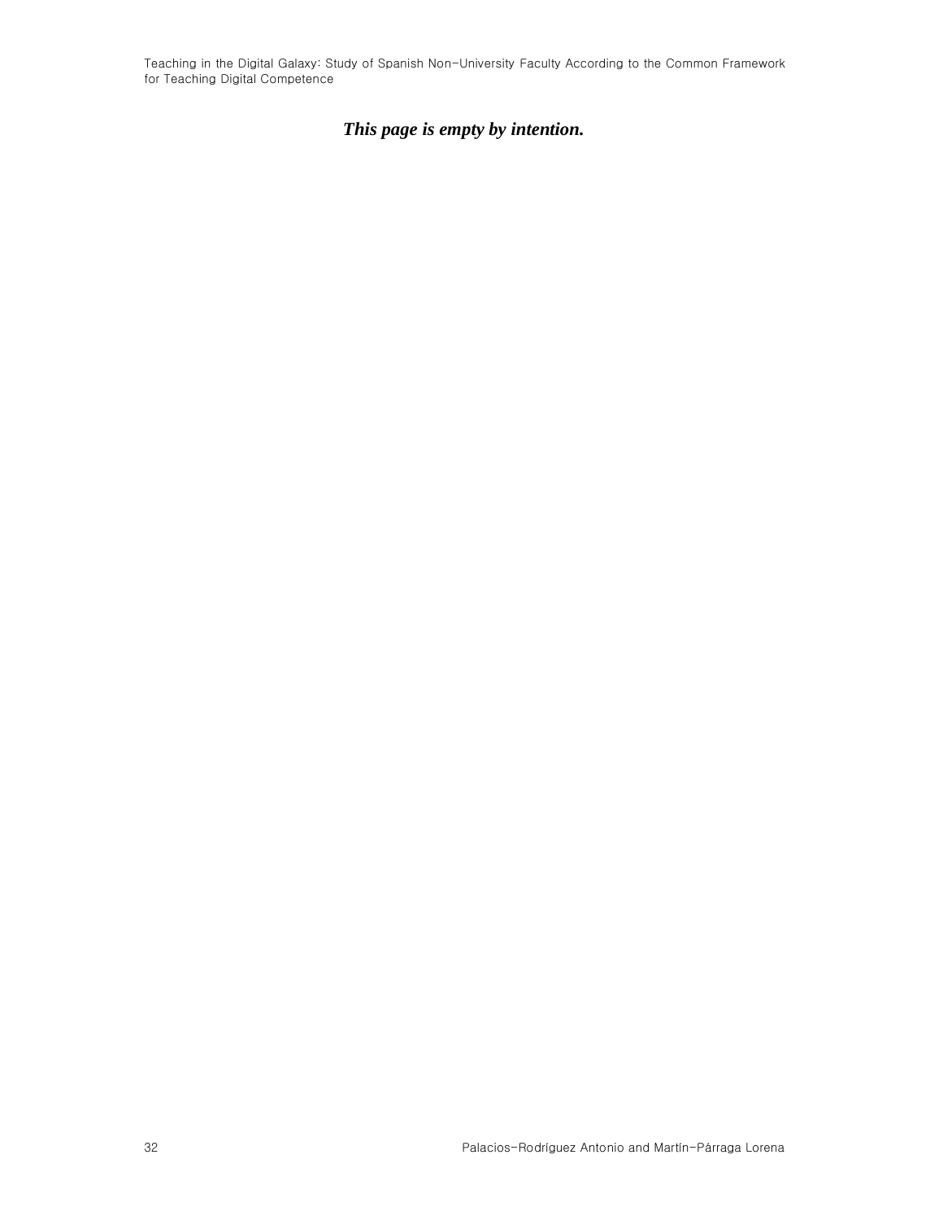***This page is empty by intention.***